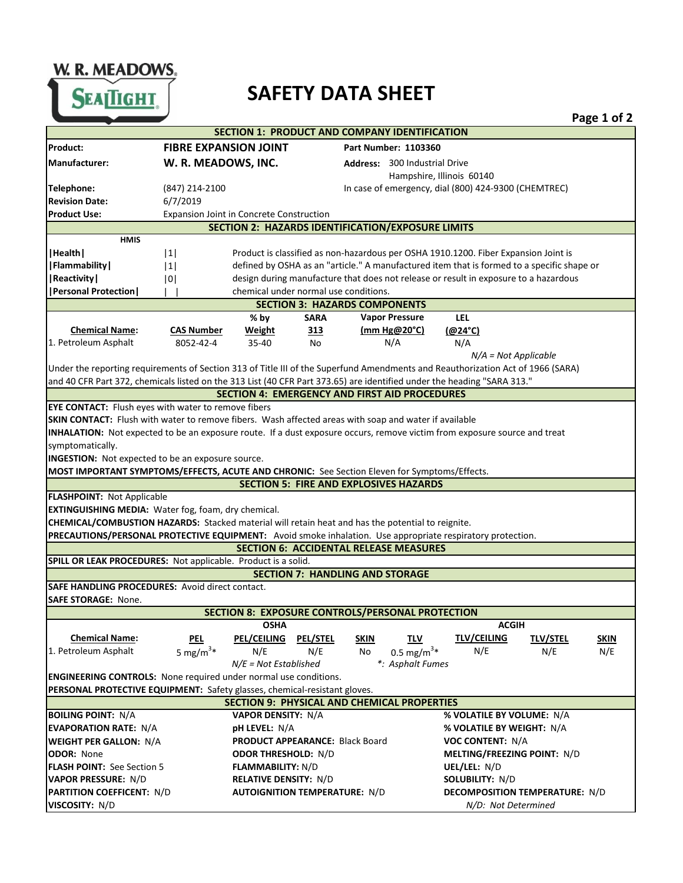W. R. MEADOWS
SEALTIGHT

# SAFETY DATA SHEET

## SECTION 1: PRODUCT AND COMPANY IDENTIFICATION

| | | | |
|---|---|---|---|
| **Product:** | **FIBRE EXPANSION JOINT** | **Part Number: 1103360** | |
| **Manufacturer:** | **W. R. MEADOWS, INC.** | **Address:** | 300 Industrial Drive<br>Hampshire, Illinois 60140 |
| **Telephone:** | (847) 214-2100 | In case of emergency, dial (800) 424-9300 (CHEMTREC) | |
| **Revision Date:** | 6/7/2019 | | |
| **Product Use:** | Expansion Joint in Concrete Construction | | |

## SECTION 2: HAZARDS IDENTIFICATION/EXPOSURE LIMITS

| HMIS | |
|---|---|
| \|Health\| | \|1\| |
| \|Flammability\| | \|1\| |
| \|Reactivity\| | \|0\| |
| \|Personal Protection\| | \| \| |

Product is classified as non-hazardous per OSHA 1910.1200. Fiber Expansion Joint is defined by OSHA as an "article." A manufactured item that is formed to a specific shape or design during manufacture that does not release or result in exposure to a hazardous chemical under normal use conditions.

## SECTION 3: HAZARDS COMPONENTS

| Chemical Name: | CAS Number | % by Weight | SARA 313 | Vapor Pressure (mm Hg@20°C) | LEL (@24°C) |
|---|---|---|---|---|---|
| 1. Petroleum Asphalt | 8052-42-4 | 35-40 | No | N/A | N/A |

*N/A = Not Applicable*

Under the reporting requirements of Section 313 of Title III of the Superfund Amendments and Reauthorization Act of 1966 (SARA) and 40 CFR Part 372, chemicals listed on the 313 List (40 CFR Part 373.65) are identified under the heading "SARA 313."

## SECTION 4: EMERGENCY AND FIRST AID PROCEDURES

**EYE CONTACT:** Flush eyes with water to remove fibers

**SKIN CONTACT:** Flush with water to remove fibers. Wash affected areas with soap and water if available

**INHALATION:** Not expected to be an exposure route. If a dust exposure occurs, remove victim from exposure source and treat symptomatically.

**INGESTION:** Not expected to be an exposure source.

**MOST IMPORTANT SYMPTOMS/EFFECTS, ACUTE AND CHRONIC:** See Section Eleven for Symptoms/Effects.

## SECTION 5: FIRE AND EXPLOSIVES HAZARDS

**FLASHPOINT:** Not Applicable

**EXTINGUISHING MEDIA:** Water fog, foam, dry chemical.

**CHEMICAL/COMBUSTION HAZARDS:** Stacked material will retain heat and has the potential to reignite.

**PRECAUTIONS/PERSONAL PROTECTIVE EQUIPMENT:** Avoid smoke inhalation. Use appropriate respiratory protection.

## SECTION 6: ACCIDENTAL RELEASE MEASURES

**SPILL OR LEAK PROCEDURES:** Not applicable. Product is a solid.

## SECTION 7: HANDLING AND STORAGE

**SAFE HANDLING PROCEDURES:** Avoid direct contact.

**SAFE STORAGE:** None.

## SECTION 8: EXPOSURE CONTROLS/PERSONAL PROTECTION

| | OSHA | | | | ACGIH | | | |
|---|---|---|---|---|---|---|---|---|
| **Chemical Name:** | **PEL** | **PEL/CEILING** | **PEL/STEL** | **SKIN** | **TLV** | **TLV/CEILING** | **TLV/STEL** | **SKIN** |
| 1. Petroleum Asphalt | 5 $mg/m^3$* | N/E | N/E | No | 0.5 $mg/m^3$* | N/E | N/E | N/E |

*N/E = Not Established* &nbsp;&nbsp; *\*: Asphalt Fumes*

**ENGINEERING CONTROLS:** None required under normal use conditions.

**PERSONAL PROTECTIVE EQUIPMENT:** Safety glasses, chemical-resistant gloves.

## SECTION 9: PHYSICAL AND CHEMICAL PROPERTIES

| | | |
|---|---|---|
| **BOILING POINT:** N/A | **VAPOR DENSITY:** N/A | **% VOLATILE BY VOLUME:** N/A |
| **EVAPORATION RATE:** N/A | **pH LEVEL:** N/A | **% VOLATILE BY WEIGHT:** N/A |
| **WEIGHT PER GALLON:** N/A | **PRODUCT APPEARANCE:** Black Board | **VOC CONTENT:** N/A |
| **ODOR:** None | **ODOR THRESHOLD:** N/D | **MELTING/FREEZING POINT:** N/D |
| **FLASH POINT:** See Section 5 | **FLAMMABILITY:** N/D | **UEL/LEL:** N/D |
| **VAPOR PRESSURE:** N/D | **RELATIVE DENSITY:** N/D | **SOLUBILITY:** N/D |
| **PARTITION COEFFICENT:** N/D | **AUTOIGNITION TEMPERATURE:** N/D | **DECOMPOSITION TEMPERATURE:** N/D |
| **VISCOSITY:** N/D | | *N/D: Not Determined* |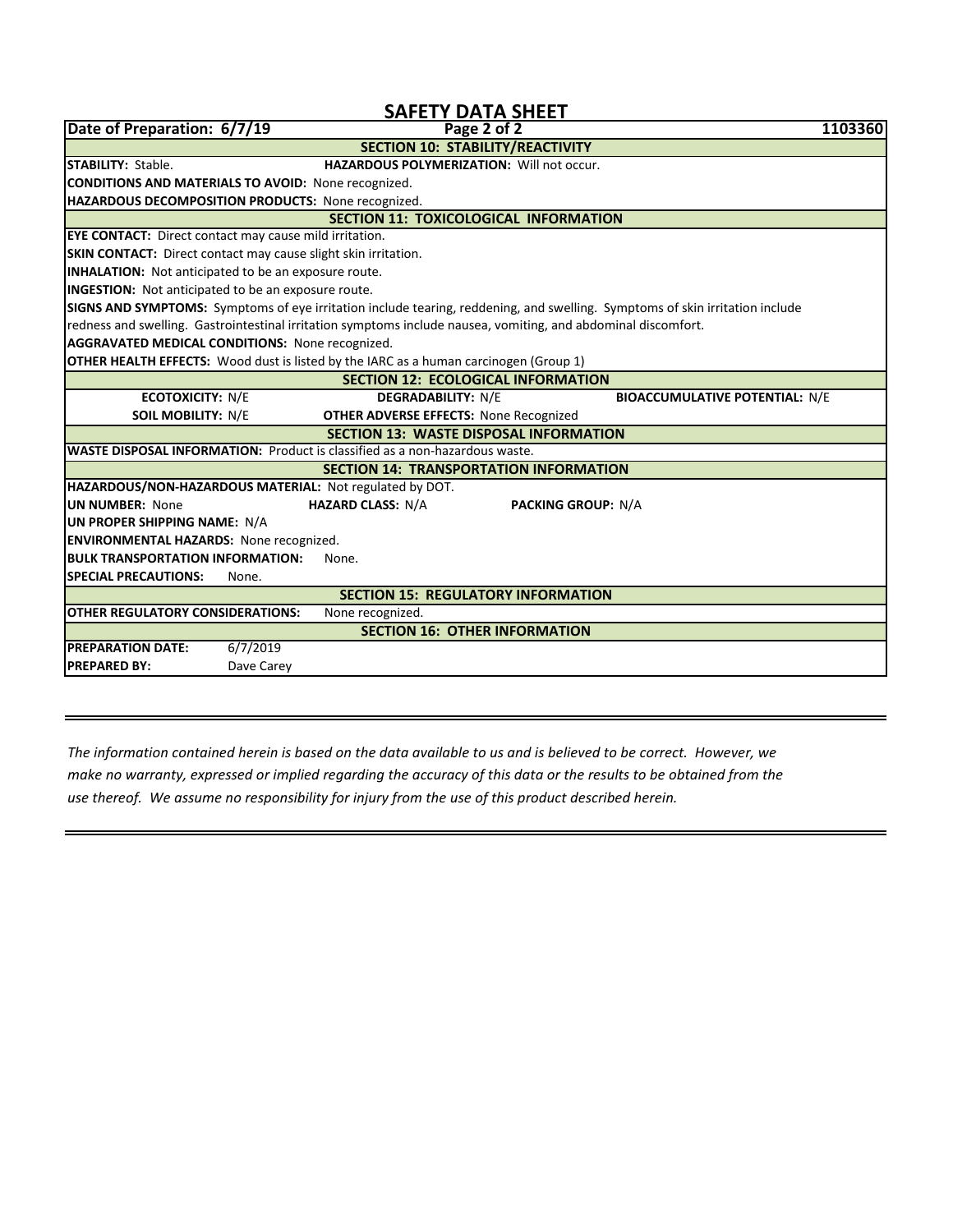# SAFETY DATA SHEET

**Date of Preparation: 6/7/19** | **1103360**

## SECTION 10: STABILITY/REACTIVITY

**STABILITY:** Stable. **HAZARDOUS POLYMERIZATION:** Will not occur.

**CONDITIONS AND MATERIALS TO AVOID:** None recognized.

**HAZARDOUS DECOMPOSITION PRODUCTS:** None recognized.

## SECTION 11: TOXICOLOGICAL INFORMATION

**EYE CONTACT:** Direct contact may cause mild irritation.

**SKIN CONTACT:** Direct contact may cause slight skin irritation.

**INHALATION:** Not anticipated to be an exposure route.

**INGESTION:** Not anticipated to be an exposure route.

**SIGNS AND SYMPTOMS:** Symptoms of eye irritation include tearing, reddening, and swelling. Symptoms of skin irritation include redness and swelling. Gastrointestinal irritation symptoms include nausea, vomiting, and abdominal discomfort.

**AGGRAVATED MEDICAL CONDITIONS:** None recognized.

**OTHER HEALTH EFFECTS:** Wood dust is listed by the IARC as a human carcinogen (Group 1)

## SECTION 12: ECOLOGICAL INFORMATION

**ECOTOXICITY:** N/E **DEGRADABILITY:** N/E **BIOACCUMULATIVE POTENTIAL:** N/E

**SOIL MOBILITY:** N/E **OTHER ADVERSE EFFECTS:** None Recognized

## SECTION 13: WASTE DISPOSAL INFORMATION

**WASTE DISPOSAL INFORMATION:** Product is classified as a non-hazardous waste.

## SECTION 14: TRANSPORTATION INFORMATION

**HAZARDOUS/NON-HAZARDOUS MATERIAL:** Not regulated by DOT.

**UN NUMBER:** None **HAZARD CLASS:** N/A **PACKING GROUP:** N/A

**UN PROPER SHIPPING NAME:** N/A

**ENVIRONMENTAL HAZARDS:** None recognized.

**BULK TRANSPORTATION INFORMATION:** None.

**SPECIAL PRECAUTIONS:** None.

## SECTION 15: REGULATORY INFORMATION

**OTHER REGULATORY CONSIDERATIONS:** None recognized.

## SECTION 16: OTHER INFORMATION

**PREPARATION DATE:** 6/7/2019

**PREPARED BY:** Dave Carey

---

*The information contained herein is based on the data available to us and is believed to be correct. However, we make no warranty, expressed or implied regarding the accuracy of this data or the results to be obtained from the use thereof. We assume no responsibility for injury from the use of this product described herein.*

---